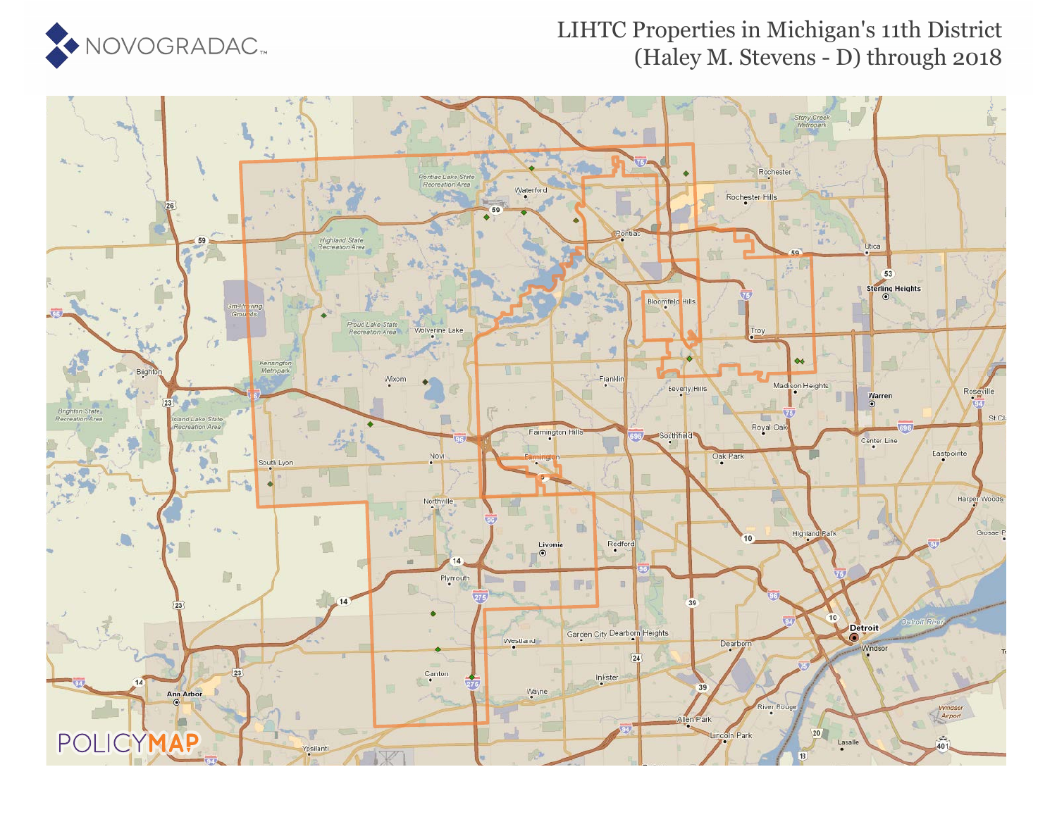# LIHTC Properties in Michigan's 11th District (Haley M. Stevens - D) through 2018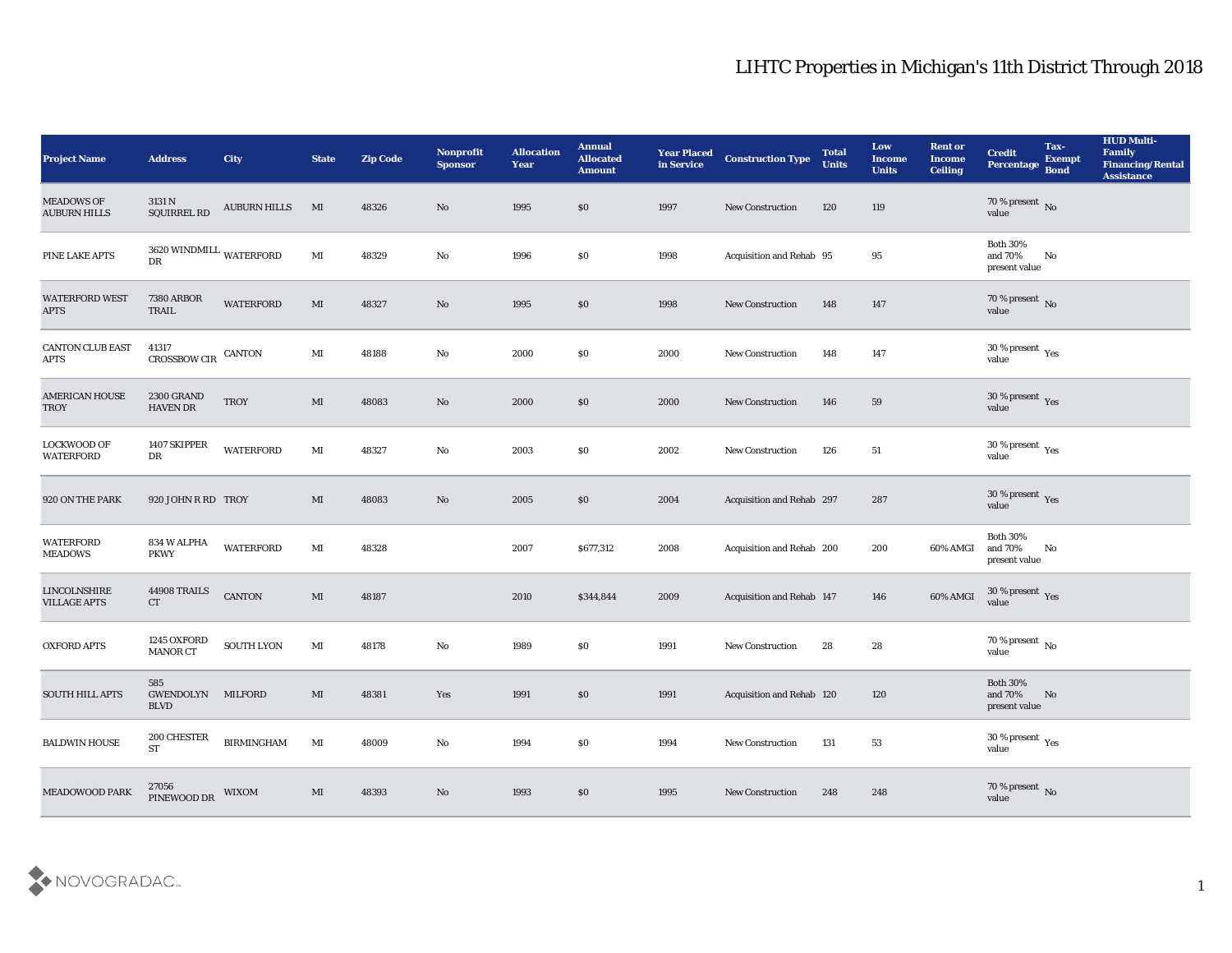# LIHTC Properties in Michigan's 11th District Through 2018

| Project Name | Address | City | State | Zip Code | Nonprofit Sponsor | Allocation Year | Annual Allocated Amount | Year Placed in Service | Construction Type | Total Units | Low Income Units | Rent or Income Ceiling | Credit Percentage | Tax-Exempt Bond | HUD Multi-Family Financing/Rental Assistance |
|---|---|---|---|---|---|---|---|---|---|---|---|---|---|---|---|
| MEADOWS OF AUBURN HILLS | 3131 N SQUIRREL RD | AUBURN HILLS | MI | 48326 | No | 1995 | $0 | 1997 | New Construction | 120 | 119 | | 70 % present value | No | |
| PINE LAKE APTS | 3620 WINDMILL DR | WATERFORD | MI | 48329 | No | 1996 | $0 | 1998 | Acquisition and Rehab | 95 | 95 | | Both 30% and 70% present value | No | |
| WATERFORD WEST APTS | 7380 ARBOR TRAIL | WATERFORD | MI | 48327 | No | 1995 | $0 | 1998 | New Construction | 148 | 147 | | 70 % present value | No | |
| CANTON CLUB EAST APTS | 41317 CROSSBOW CIR | CANTON | MI | 48188 | No | 2000 | $0 | 2000 | New Construction | 148 | 147 | | 30 % present value | Yes | |
| AMERICAN HOUSE TROY | 2300 GRAND HAVEN DR | TROY | MI | 48083 | No | 2000 | $0 | 2000 | New Construction | 146 | 59 | | 30 % present value | Yes | |
| LOCKWOOD OF WATERFORD | 1407 SKIPPER DR | WATERFORD | MI | 48327 | No | 2003 | $0 | 2002 | New Construction | 126 | 51 | | 30 % present value | Yes | |
| 920 ON THE PARK | 920 JOHN R RD | TROY | MI | 48083 | No | 2005 | $0 | 2004 | Acquisition and Rehab | 297 | 287 | | 30 % present value | Yes | |
| WATERFORD MEADOWS | 834 W ALPHA PKWY | WATERFORD | MI | 48328 | | 2007 | $677,312 | 2008 | Acquisition and Rehab | 200 | 200 | 60% AMGI | Both 30% and 70% present value | No | |
| LINCOLNSHIRE VILLAGE APTS | 44908 TRAILS CT | CANTON | MI | 48187 | | 2010 | $344,844 | 2009 | Acquisition and Rehab | 147 | 146 | 60% AMGI | 30 % present value | Yes | |
| OXFORD APTS | 1245 OXFORD MANOR CT | SOUTH LYON | MI | 48178 | No | 1989 | $0 | 1991 | New Construction | 28 | 28 | | 70 % present value | No | |
| SOUTH HILL APTS | 585 GWENDOLYN BLVD | MILFORD | MI | 48381 | Yes | 1991 | $0 | 1991 | Acquisition and Rehab | 120 | 120 | | Both 30% and 70% present value | No | |
| BALDWIN HOUSE | 200 CHESTER ST | BIRMINGHAM | MI | 48009 | No | 1994 | $0 | 1994 | New Construction | 131 | 53 | | 30 % present value | Yes | |
| MEADOWOOD PARK | 27056 PINEWOOD DR | WIXOM | MI | 48393 | No | 1993 | $0 | 1995 | New Construction | 248 | 248 | | 70 % present value | No | |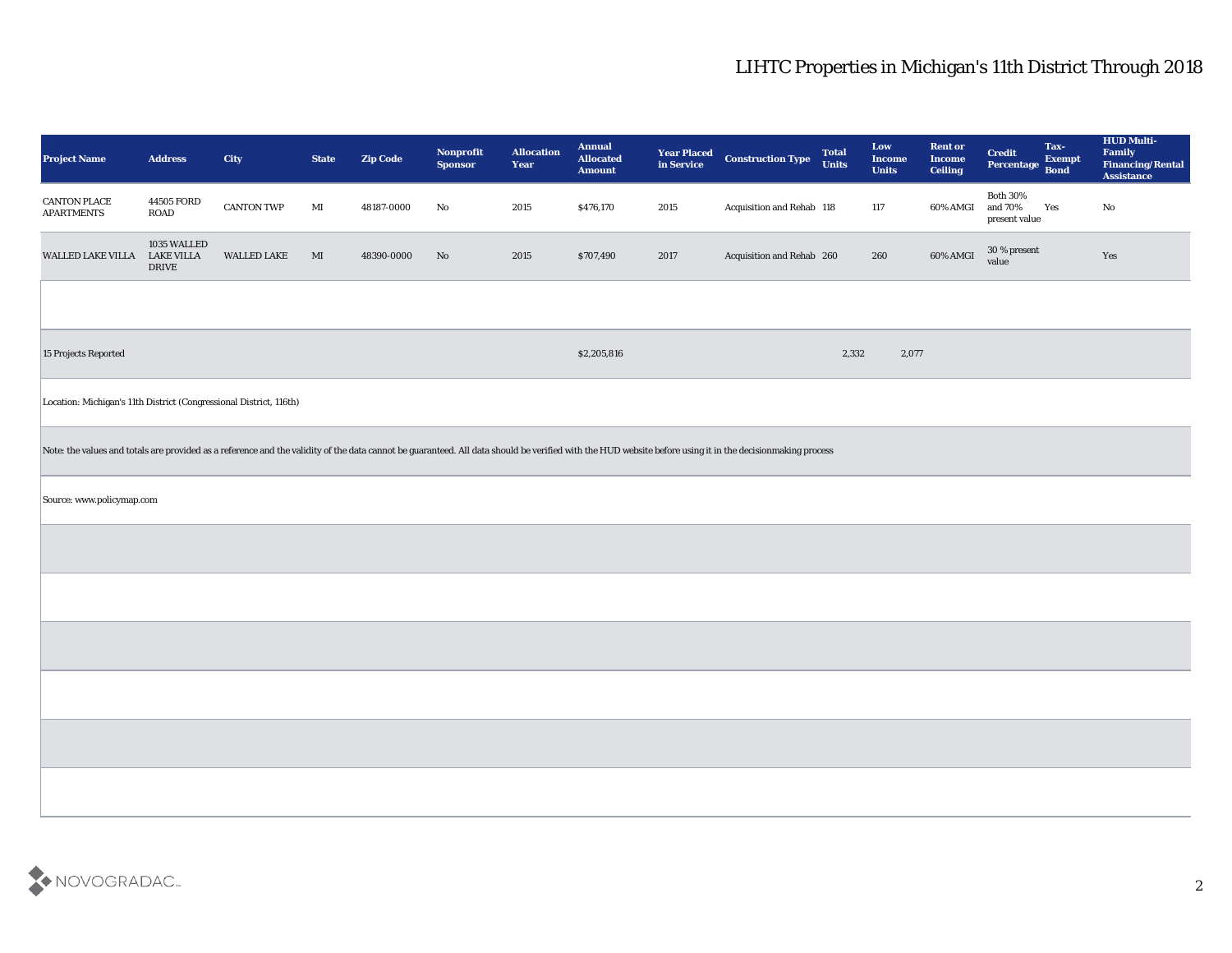| Project Name | Address | City | State | Zip Code | Nonprofit Sponsor | Allocation Year | Annual Allocated Amount | Year Placed in Service | Construction Type | Total Units | Low Income Units | Rent or Income Ceiling | Credit Percentage | Tax-Exempt Bond | HUD Multi-Family Financing/Rental Assistance |
|---|---|---|---|---|---|---|---|---|---|---|---|---|---|---|---|
| CANTON PLACE APARTMENTS | 44505 FORD ROAD | CANTON TWP | MI | 48187-0000 | No | 2015 | $476,170 | 2015 | Acquisition and Rehab | 118 | 117 | 60% AMGI | Both 30% and 70% present value | Yes | No |
| WALLED LAKE VILLA | 1035 WALLED LAKE VILLA DRIVE | WALLED LAKE | MI | 48390-0000 | No | 2015 | $707,490 | 2017 | Acquisition and Rehab | 260 | 260 | 60% AMGI | 30 % present value | | Yes |
| | | | | | | | | | | | | | | | |
| 15 Projects Reported | | | | | | | $2,205,816 | | | 2,332 | 2,077 | | | | |

Location: Michigan's 11th District (Congressional District, 116th)

Note: the values and totals are provided as a reference and the validity of the data cannot be guaranteed. All data should be verified with the HUD website before using it in the decisionmaking process

Source: www.policymap.com